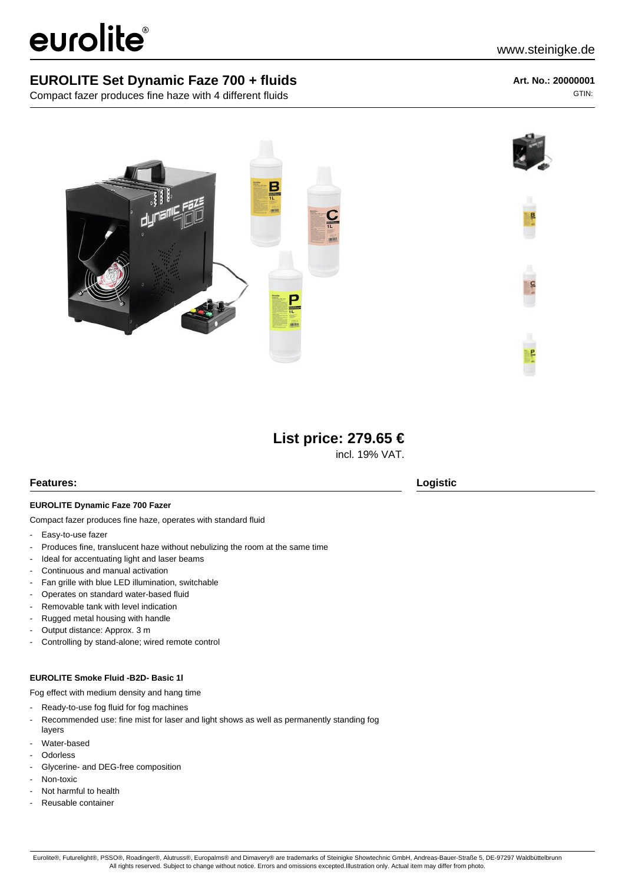# EUROLITE Set Dynamic Faze 700 + fluids

Compact fazer produces fine haze with 4 different fluids

**Art. No.: 20000001**

GTIN:

**List price: 279.65 €**

incl. 19% VAT.

## Features:

### EUROLITE Dynamic Faze 700 Fazer

Compact fazer produces fine haze, operates with standard fluid

- Easy-to-use fazer
- Produces fine, translucent haze without nebulizing the room at the same time
- Ideal for accentuating light and laser beams
- Continuous and manual activation
- Fan grille with blue LED illumination, switchable
- Operates on standard water-based fluid
- Removable tank with level indication
- Rugged metal housing with handle
- Output distance: Approx. 3 m
- Controlling by stand-alone; wired remote control

### EUROLITE Smoke Fluid -B2D- Basic 1l

Fog effect with medium density and hang time

- Ready-to-use fog fluid for fog machines
- Recommended use: fine mist for laser and light shows as well as permanently standing fog layers
- Water-based
- Odorless
- Glycerine- and DEG-free composition
- Non-toxic
- Not harmful to health
- Reusable container

## Logistic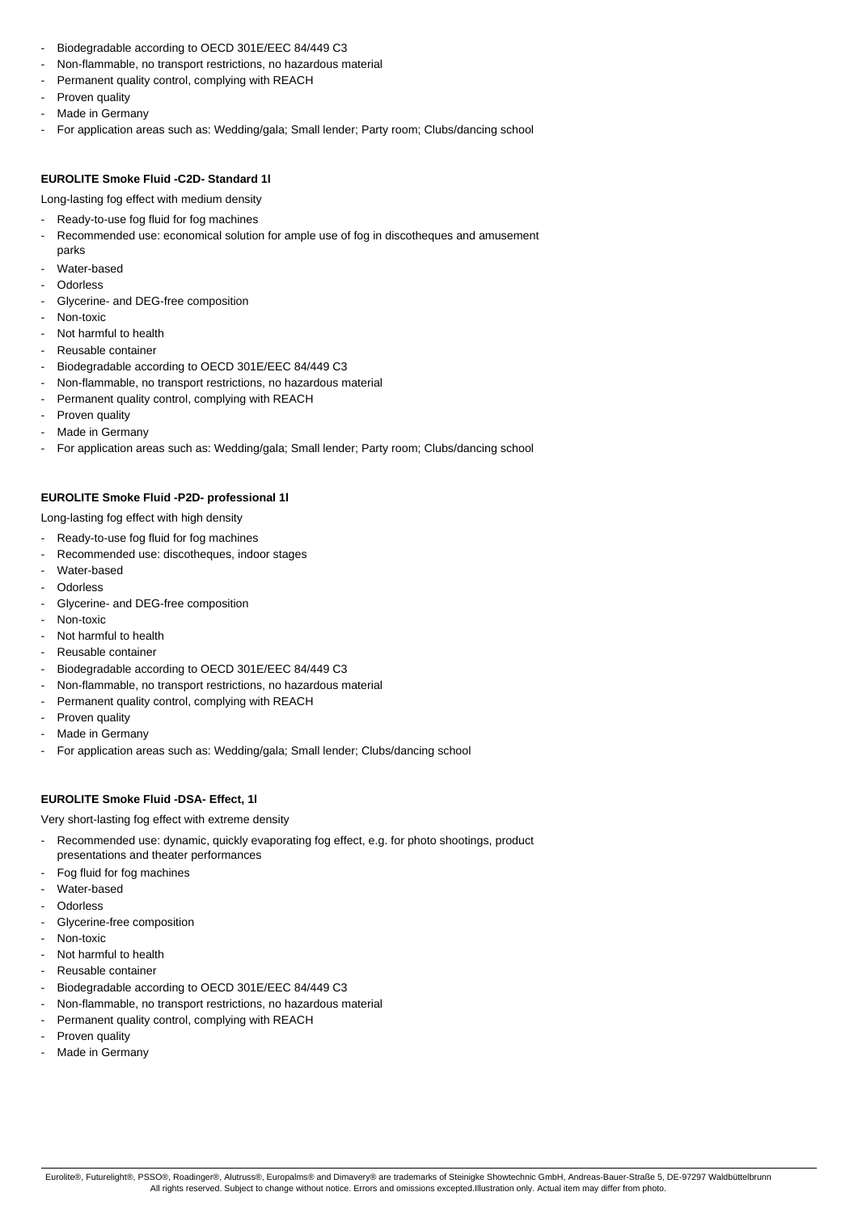- Biodegradable according to OECD 301E/EEC 84/449 C3
- Non-flammable, no transport restrictions, no hazardous material
- Permanent quality control, complying with REACH
- Proven quality
- Made in Germany
- For application areas such as: Wedding/gala; Small lender; Party room; Clubs/dancing school

**EUROLITE Smoke Fluid -C2D- Standard 1l**

Long-lasting fog effect with medium density

- Ready-to-use fog fluid for fog machines
- Recommended use: economical solution for ample use of fog in discotheques and amusement parks
- Water-based
- Odorless
- Glycerine- and DEG-free composition
- Non-toxic
- Not harmful to health
- Reusable container
- Biodegradable according to OECD 301E/EEC 84/449 C3
- Non-flammable, no transport restrictions, no hazardous material
- Permanent quality control, complying with REACH
- Proven quality
- Made in Germany
- For application areas such as: Wedding/gala; Small lender; Party room; Clubs/dancing school

**EUROLITE Smoke Fluid -P2D- professional 1l**

Long-lasting fog effect with high density

- Ready-to-use fog fluid for fog machines
- Recommended use: discotheques, indoor stages
- Water-based
- Odorless
- Glycerine- and DEG-free composition
- Non-toxic
- Not harmful to health
- Reusable container
- Biodegradable according to OECD 301E/EEC 84/449 C3
- Non-flammable, no transport restrictions, no hazardous material
- Permanent quality control, complying with REACH
- Proven quality
- Made in Germany
- For application areas such as: Wedding/gala; Small lender; Clubs/dancing school

**EUROLITE Smoke Fluid -DSA- Effect, 1l**

Very short-lasting fog effect with extreme density

- Recommended use: dynamic, quickly evaporating fog effect, e.g. for photo shootings, product presentations and theater performances
- Fog fluid for fog machines
- Water-based
- Odorless
- Glycerine-free composition
- Non-toxic
- Not harmful to health
- Reusable container
- Biodegradable according to OECD 301E/EEC 84/449 C3
- Non-flammable, no transport restrictions, no hazardous material
- Permanent quality control, complying with REACH
- Proven quality
- Made in Germany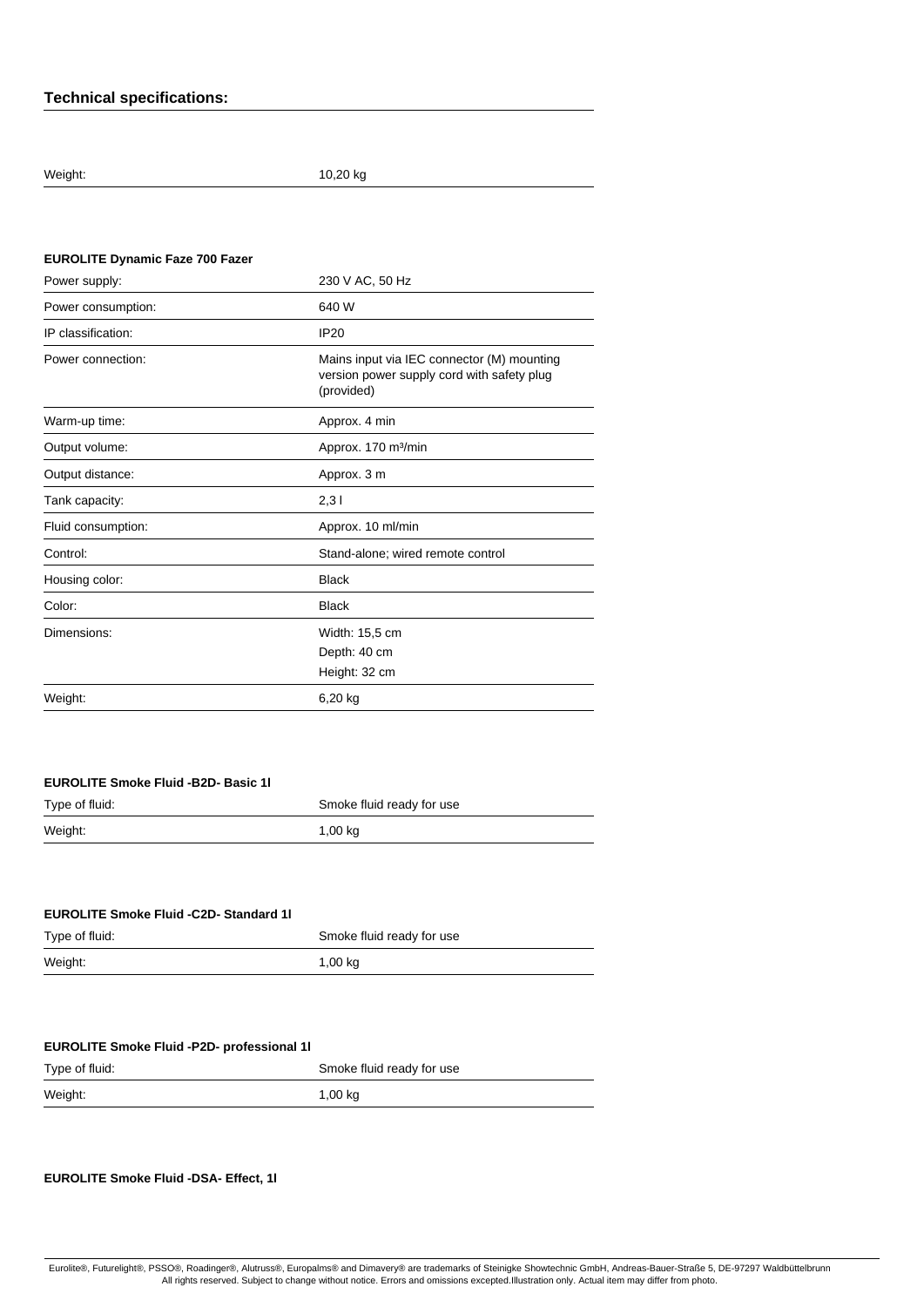### Technical specifications:

| | |
|---|---|
| Weight: | 10,20 kg |

**EUROLITE Dynamic Faze 700 Fazer**

| | |
|---|---|
| Power supply: | 230 V AC, 50 Hz |
| Power consumption: | 640 W |
| IP classification: | IP20 |
| Power connection: | Mains input via IEC connector (M) mounting version power supply cord with safety plug (provided) |
| Warm-up time: | Approx. 4 min |
| Output volume: | Approx. 170 m³/min |
| Output distance: | Approx. 3 m |
| Tank capacity: | 2,3 l |
| Fluid consumption: | Approx. 10 ml/min |
| Control: | Stand-alone; wired remote control |
| Housing color: | Black |
| Color: | Black |
| Dimensions: | Width: 15,5 cm<br>Depth: 40 cm<br>Height: 32 cm |
| Weight: | 6,20 kg |

**EUROLITE Smoke Fluid -B2D- Basic 1l**

| | |
|---|---|
| Type of fluid: | Smoke fluid ready for use |
| Weight: | 1,00 kg |

**EUROLITE Smoke Fluid -C2D- Standard 1l**

| | |
|---|---|
| Type of fluid: | Smoke fluid ready for use |
| Weight: | 1,00 kg |

**EUROLITE Smoke Fluid -P2D- professional 1l**

| | |
|---|---|
| Type of fluid: | Smoke fluid ready for use |
| Weight: | 1,00 kg |

**EUROLITE Smoke Fluid -DSA- Effect, 1l**

Eurolite®, Futurelight®, PSSO®, Roadinger®, Alutruss®, Europalms® and Dimavery® are trademarks of Steinigke Showtechnic GmbH, Andreas-Bauer-Straße 5, DE-97297 Waldbüttelbrunn
All rights reserved. Subject to change without notice. Errors and omissions excepted.Illustration only. Actual item may differ from photo.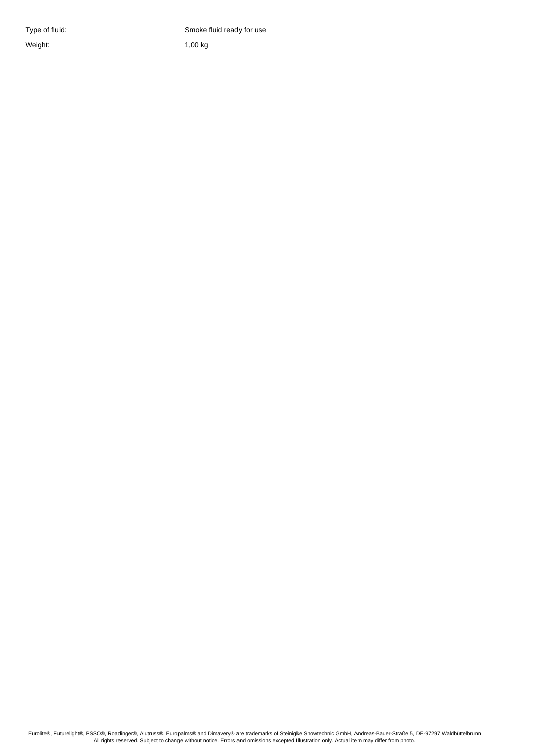| | |
|---|---|
| Type of fluid: | Smoke fluid ready for use |
| Weight: | 1,00 kg |

Eurolite®, Futurelight®, PSSO®, Roadinger®, Alutruss®, Europalms® and Dimavery® are trademarks of Steinigke Showtechnic GmbH, Andreas-Bauer-Straße 5, DE-97297 Waldbüttelbrunn
All rights reserved. Subject to change without notice. Errors and omissions excepted.Illustration only. Actual item may differ from photo.